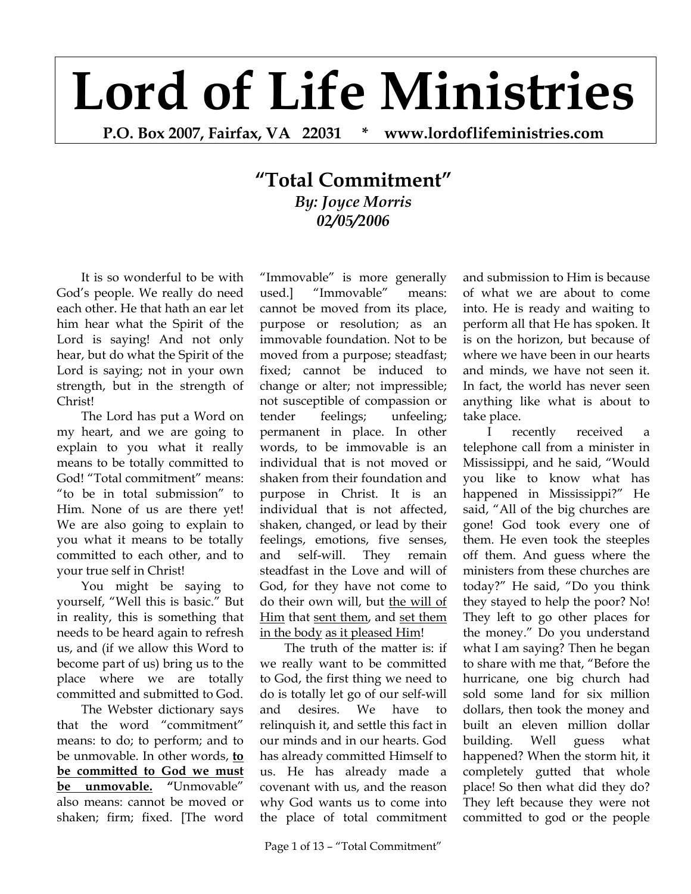# Lord of Life Ministries

**P.O. Box 2007, Fairfax, VA 22031 * www.lordoflifeministries.com**

## "Total Commitment"

***By: Joyce Morris***
***02/05/2006***

It is so wonderful to be with God's people. We really do need each other. He that hath an ear let him hear what the Spirit of the Lord is saying! And not only hear, but do what the Spirit of the Lord is saying; not in your own strength, but in the strength of Christ!

The Lord has put a Word on my heart, and we are going to explain to you what it really means to be totally committed to God! "Total commitment" means: "to be in total submission" to Him. None of us are there yet! We are also going to explain to you what it means to be totally committed to each other, and to your true self in Christ!

You might be saying to yourself, "Well this is basic." But in reality, this is something that needs to be heard again to refresh us, and (if we allow this Word to become part of us) bring us to the place where we are totally committed and submitted to God.

The Webster dictionary says that the word "commitment" means: to do; to perform; and to be unmovable. In other words, **to be committed to God we must be unmovable.** "Unmovable" also means: cannot be moved or shaken; firm; fixed. [The word "Immovable" is more generally used.] "Immovable" means: cannot be moved from its place, purpose or resolution; as an immovable foundation. Not to be moved from a purpose; steadfast; fixed; cannot be induced to change or alter; not impressible; not susceptible of compassion or tender feelings; unfeeling; permanent in place. In other words, to be immovable is an individual that is not moved or shaken from their foundation and purpose in Christ. It is an individual that is not affected, shaken, changed, or lead by their feelings, emotions, five senses, and self-will. They remain steadfast in the Love and will of God, for they have not come to do their own will, but <u>the will of Him</u> that <u>sent them</u>, and <u>set them in the body</u> <u>as it pleased Him</u>!

The truth of the matter is: if we really want to be committed to God, the first thing we need to do is totally let go of our self-will and desires. We have to relinquish it, and settle this fact in our minds and in our hearts. God has already committed Himself to us. He has already made a covenant with us, and the reason why God wants us to come into the place of total commitment and submission to Him is because of what we are about to come into. He is ready and waiting to perform all that He has spoken. It is on the horizon, but because of where we have been in our hearts and minds, we have not seen it. In fact, the world has never seen anything like what is about to take place.

I recently received a telephone call from a minister in Mississippi, and he said, "Would you like to know what has happened in Mississippi?" He said, "All of the big churches are gone! God took every one of them. He even took the steeples off them. And guess where the ministers from these churches are today?" He said, "Do you think they stayed to help the poor? No! They left to go other places for the money." Do you understand what I am saying? Then he began to share with me that, "Before the hurricane, one big church had sold some land for six million dollars, then took the money and built an eleven million dollar building. Well guess what happened? When the storm hit, it completely gutted that whole place! So then what did they do? They left because they were not committed to god or the people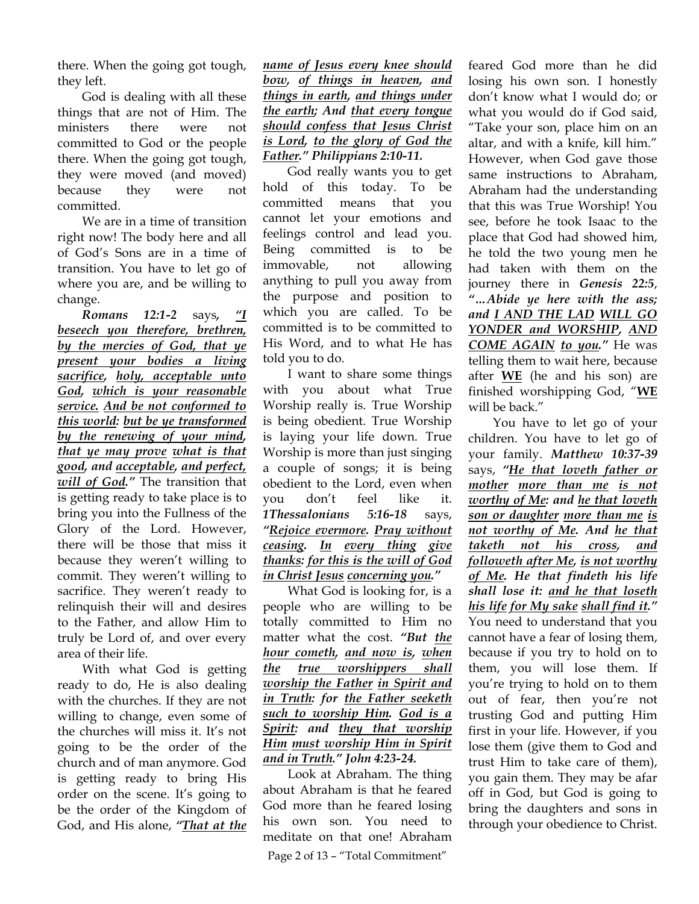there. When the going got tough, they left.

God is dealing with all these things that are not of Him. The ministers there were not committed to God or the people there. When the going got tough, they were moved (and moved) because they were not committed.

We are in a time of transition right now! The body here and all of God's Sons are in a time of transition. You have to let go of where you are, and be willing to change.

***Romans 12:1-2*** says, ***"I beseech you therefore, brethren, by the mercies of God, that ye present your bodies a living sacrifice, holy, acceptable unto God, which is your reasonable service. And be not conformed to this world: but be ye transformed by the renewing of your mind, that ye may prove what is that good, and acceptable, and perfect, will of God."*** The transition that is getting ready to take place is to bring you into the Fullness of the Glory of the Lord. However, there will be those that miss it because they weren't willing to commit. They weren't willing to sacrifice. They weren't ready to relinquish their will and desires to the Father, and allow Him to truly be Lord of, and over every area of their life.

With what God is getting ready to do, He is also dealing with the churches. If they are not willing to change, even some of the churches will miss it. It's not going to be the order of the church and of man anymore. God is getting ready to bring His order on the scene. It's going to be the order of the Kingdom of God, and His alone, ***"That at the name of Jesus every knee should bow, of things in heaven, and things in earth, and things under the earth; And that every tongue should confess that Jesus Christ is Lord, to the glory of God the Father." Philippians 2:10-11.***

God really wants you to get hold of this today. To be committed means that you cannot let your emotions and feelings control and lead you. Being committed is to be immovable, not allowing anything to pull you away from the purpose and position to which you are called. To be committed is to be committed to His Word, and to what He has told you to do.

I want to share some things with you about what True Worship really is. True Worship is being obedient. True Worship is laying your life down. True Worship is more than just singing a couple of songs; it is being obedient to the Lord, even when you don't feel like it. ***1Thessalonians 5:16-18*** says, ***"Rejoice evermore. Pray without ceasing. In every thing give thanks: for this is the will of God in Christ Jesus concerning you."***

What God is looking for, is a people who are willing to be totally committed to Him no matter what the cost. ***"But the hour cometh, and now is, when the true worshippers shall worship the Father in Spirit and in Truth: for the Father seeketh such to worship Him. God is a Spirit: and they that worship Him must worship Him in Spirit and in Truth." John 4:23-24.***

Look at Abraham. The thing about Abraham is that he feared God more than he feared losing his own son. You need to meditate on that one! Abraham feared God more than he did losing his own son. I honestly don't know what I would do; or what you would do if God said, "Take your son, place him on an altar, and with a knife, kill him." However, when God gave those same instructions to Abraham, Abraham had the understanding that this was True Worship! You see, before he took Isaac to the place that God had showed him, he told the two young men he had taken with them on the journey there in ***Genesis 22:5***, ***"…Abide ye here with the ass; and I AND THE LAD WILL GO YONDER and WORSHIP, AND COME AGAIN to you."*** He was telling them to wait here, because after **WE** (he and his son) are finished worshipping God, "**WE** will be back."

You have to let go of your children. You have to let go of your family. ***Matthew 10:37-39*** says, ***"He that loveth father or mother more than me is not worthy of Me: and he that loveth son or daughter more than me is not worthy of Me. And he that taketh not his cross, and followeth after Me, is not worthy of Me. He that findeth his life shall lose it: and he that loseth his life for My sake shall find it."*** You need to understand that you cannot have a fear of losing them, because if you try to hold on to them, you will lose them. If you're trying to hold on to them out of fear, then you're not trusting God and putting Him first in your life. However, if you lose them (give them to God and trust Him to take care of them), you gain them. They may be afar off in God, but God is going to bring the daughters and sons in through your obedience to Christ.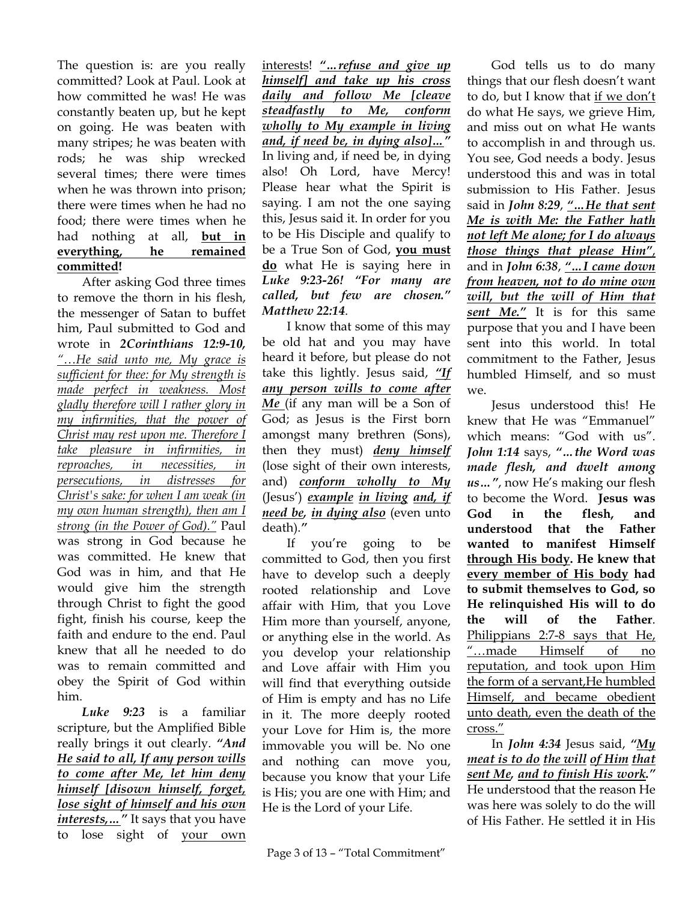The question is: are you really committed? Look at Paul. Look at how committed he was! He was constantly beaten up, but he kept on going. He was beaten with many stripes; he was beaten with rods; he was ship wrecked several times; there were times when he was thrown into prison; there were times when he had no food; there were times when he had nothing at all, **but in everything, he remained committed!**

After asking God three times to remove the thorn in his flesh, the messenger of Satan to buffet him, Paul submitted to God and wrote in ***2Corinthians 12:9-10***, *"…He said unto me, My grace is sufficient for thee: for My strength is made perfect in weakness. Most gladly therefore will I rather glory in my infirmities, that the power of Christ may rest upon me. Therefore I take pleasure in infirmities, in reproaches, in necessities, in persecutions, in distresses for Christ's sake: for when I am weak (in my own human strength), then am I strong (in the Power of God)."* Paul was strong in God because he was committed. He knew that God was in him, and that He would give him the strength through Christ to fight the good fight, finish his course, keep the faith and endure to the end. Paul knew that all he needed to do was to remain committed and obey the Spirit of God within him.

***Luke 9:23*** is a familiar scripture, but the Amplified Bible really brings it out clearly. ***"And He said to all, If any person wills to come after Me, let him deny himself [disown himself, forget, lose sight of himself and his own interests,…"*** It says that you have to lose sight of your own interests! ***"…refuse and give up himself] and take up his cross daily and follow Me [cleave steadfastly to Me, conform wholly to My example in living and, if need be, in dying also]…"*** In living and, if need be, in dying also! Oh Lord, have Mercy! Please hear what the Spirit is saying. I am not the one saying this, Jesus said it. In order for you to be His Disciple and qualify to be a True Son of God, **you must do** what He is saying here in ***Luke 9:23-26! "For many are called, but few are chosen." Matthew 22:14***.

I know that some of this may be old hat and you may have heard it before, but please do not take this lightly. Jesus said, ***"If any person wills to come after Me*** (if any man will be a Son of God; as Jesus is the First born amongst many brethren (Sons), then they must) ***deny himself*** (lose sight of their own interests, and) ***conform wholly to My*** (Jesus') ***example in living and, if need be, in dying also*** (even unto death).*"*

If you're going to be committed to God, then you first have to develop such a deeply rooted relationship and Love affair with Him, that you Love Him more than yourself, anyone, or anything else in the world. As you develop your relationship and Love affair with Him you will find that everything outside of Him is empty and has no Life in it. The more deeply rooted your Love for Him is, the more immovable you will be. No one and nothing can move you, because you know that your Life is His; you are one with Him; and He is the Lord of your Life.

God tells us to do many things that our flesh doesn't want to do, but I know that if we don't do what He says, we grieve Him, and miss out on what He wants to accomplish in and through us. You see, God needs a body. Jesus understood this and was in total submission to His Father. Jesus said in ***John 8:29***, ***"…He that sent Me is with Me: the Father hath not left Me alone; for I do always those things that please Him"***, and in ***John 6:38***, ***"…I came down from heaven, not to do mine own will, but the will of Him that sent Me."*** It is for this same purpose that you and I have been sent into this world. In total commitment to the Father, Jesus humbled Himself, and so must we.

Jesus understood this! He knew that He was "Emmanuel" which means: "God with us". ***John 1:14*** says, ***"…the Word was made flesh, and dwelt among us…"***, now He's making our flesh to become the Word. **Jesus was God in the flesh, and understood that the Father wanted to manifest Himself through His body. He knew that every member of His body had to submit themselves to God, so He relinquished His will to do the will of the Father**. Philippians 2:7-8 says that He, "…made Himself of no reputation, and took upon Him the form of a servant,He humbled Himself, and became obedient unto death, even the death of the cross."

In ***John 4:34*** Jesus said, ***"My meat is to do the will of Him that sent Me, and to finish His work."*** He understood that the reason He was here was solely to do the will of His Father. He settled it in His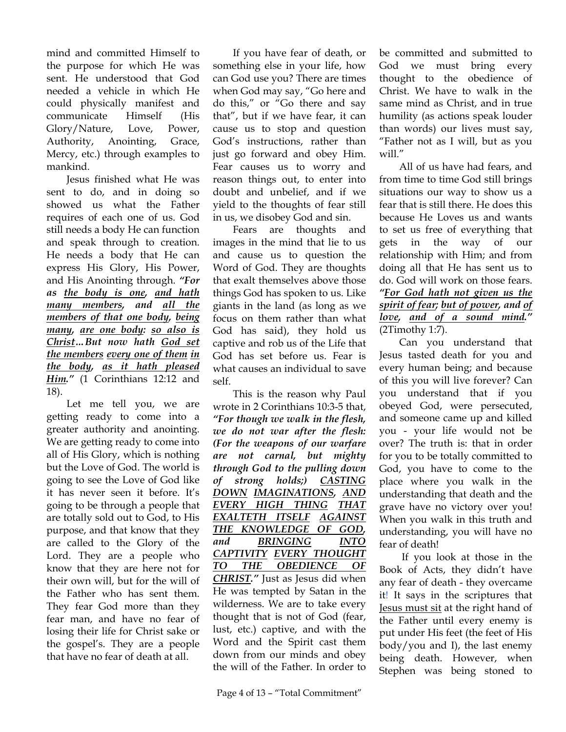mind and committed Himself to the purpose for which He was sent. He understood that God needed a vehicle in which He could physically manifest and communicate Himself (His Glory/Nature, Love, Power, Authority, Anointing, Grace, Mercy, etc.) through examples to mankind.

Jesus finished what He was sent to do, and in doing so showed us what the Father requires of each one of us. God still needs a body He can function and speak through to creation. He needs a body that He can express His Glory, His Power, and His Anointing through. ***"For as <u>the body is one</u>, <u>and hath many members</u>, and <u>all the members of that one body</u>, <u>being many</u>, <u>are one body</u>: <u>so also is Christ</u>…But now hath <u>God set the members</u> <u>every one of them</u> <u>in the body</u>, <u>as it hath pleased Him</u>."*** (1 Corinthians 12:12 and 18).

Let me tell you, we are getting ready to come into a greater authority and anointing. We are getting ready to come into all of His Glory, which is nothing but the Love of God. The world is going to see the Love of God like it has never seen it before. It's going to be through a people that are totally sold out to God, to His purpose, and that know that they are called to the Glory of the Lord. They are a people who know that they are here not for their own will, but for the will of the Father who has sent them. They fear God more than they fear man, and have no fear of losing their life for Christ sake or the gospel's. They are a people that have no fear of death at all.

If you have fear of death, or something else in your life, how can God use you? There are times when God may say, "Go here and do this," or "Go there and say that", but if we have fear, it can cause us to stop and question God's instructions, rather than just go forward and obey Him. Fear causes us to worry and reason things out, to enter into doubt and unbelief, and if we yield to the thoughts of fear still in us, we disobey God and sin.

Fears are thoughts and images in the mind that lie to us and cause us to question the Word of God. They are thoughts that exalt themselves above those things God has spoken to us. Like giants in the land (as long as we focus on them rather than what God has said), they hold us captive and rob us of the Life that God has set before us. Fear is what causes an individual to save self.

This is the reason why Paul wrote in 2 Corinthians 10:3-5 that, ***"For though we walk in the flesh, we do not war after the flesh: (For the weapons of our warfare are not carnal, but mighty through God to the pulling down of strong holds;) <u>CASTING DOWN</u> <u>IMAGINATIONS</u>, <u>AND EVERY HIGH THING</u> <u>THAT EXALTETH ITSELF</u> <u>AGAINST THE KNOWLEDGE OF GOD</u>, and <u>BRINGING INTO CAPTIVITY</u> <u>EVERY THOUGHT TO THE OBEDIENCE OF CHRIST</u>."*** Just as Jesus did when He was tempted by Satan in the wilderness. We are to take every thought that is not of God (fear, lust, etc.) captive, and with the Word and the Spirit cast them down from our minds and obey the will of the Father. In order to be committed and submitted to God we must bring every thought to the obedience of Christ. We have to walk in the same mind as Christ, and in true humility (as actions speak louder than words) our lives must say, "Father not as I will, but as you will."

All of us have had fears, and from time to time God still brings situations our way to show us a fear that is still there. He does this because He Loves us and wants to set us free of everything that gets in the way of our relationship with Him; and from doing all that He has sent us to do. God will work on those fears. ***"<u>For God hath not given us the spirit of fear</u>; <u>but of power</u>, and <u>of love</u>, <u>and of a sound mind</u>."*** (2Timothy 1:7).

Can you understand that Jesus tasted death for you and every human being; and because of this you will live forever? Can you understand that if you obeyed God, were persecuted, and someone came up and killed you - your life would not be over? The truth is: that in order for you to be totally committed to God, you have to come to the place where you walk in the understanding that death and the grave have no victory over you! When you walk in this truth and understanding, you will have no fear of death!

If you look at those in the Book of Acts, they didn't have any fear of death - they overcame it! It says in the scriptures that <u>Jesus must sit</u> at the right hand of the Father until every enemy is put under His feet (the feet of His body/you and I), the last enemy being death. However, when Stephen was being stoned to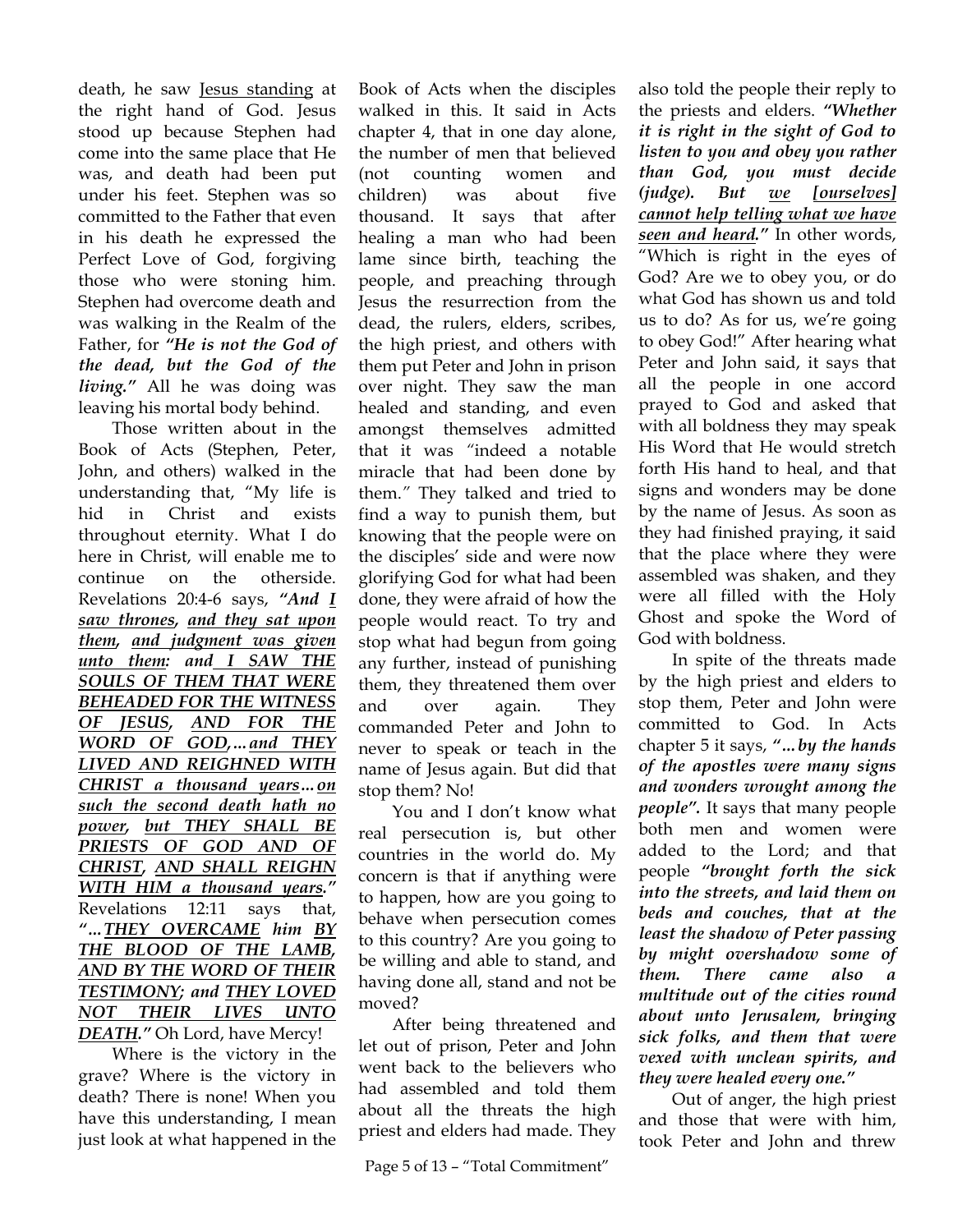death, he saw <u>Jesus standing</u> at the right hand of God. Jesus stood up because Stephen had come into the same place that He was, and death had been put under his feet. Stephen was so committed to the Father that even in his death he expressed the Perfect Love of God, forgiving those who were stoning him. Stephen had overcome death and was walking in the Realm of the Father, for ***"He is not the God of the dead, but the God of the living."*** All he was doing was leaving his mortal body behind.

Those written about in the Book of Acts (Stephen, Peter, John, and others) walked in the understanding that, "My life is hid in Christ and exists throughout eternity. What I do here in Christ, will enable me to continue on the otherside. Revelations 20:4-6 says, ***"And <u>I saw thrones</u>, <u>and they sat upon them</u>, <u>and judgment was given unto them</u>: and <u>I SAW THE SOULS OF THEM THAT WERE BEHEADED FOR THE WITNESS OF JESUS</u>, <u>AND FOR THE WORD OF GOD</u>,…<u>and THEY LIVED AND REIGHNED WITH CHRIST a thousand years</u>…<u>on such the second death hath no power</u>, <u>but THEY SHALL BE PRIESTS OF GOD AND OF CHRIST</u>, <u>AND SHALL REIGHN WITH HIM a thousand years</u>."*** Revelations 12:11 says that, ***"…<u>THEY OVERCAME</u> him <u>BY THE BLOOD OF THE LAMB</u>, <u>AND BY THE WORD OF THEIR TESTIMONY</u>; and <u>THEY LOVED NOT THEIR LIVES UNTO DEATH</u>."*** Oh Lord, have Mercy!

Where is the victory in the grave? Where is the victory in death? There is none! When you have this understanding, I mean just look at what happened in the Book of Acts when the disciples walked in this. It said in Acts chapter 4, that in one day alone, the number of men that believed (not counting women and children) was about five thousand. It says that after healing a man who had been lame since birth, teaching the people, and preaching through Jesus the resurrection from the dead, the rulers, elders, scribes, the high priest, and others with them put Peter and John in prison over night. They saw the man healed and standing, and even amongst themselves admitted that it was "indeed a notable miracle that had been done by them." They talked and tried to find a way to punish them, but knowing that the people were on the disciples' side and were now glorifying God for what had been done, they were afraid of how the people would react. To try and stop what had begun from going any further, instead of punishing them, they threatened them over and over again. They commanded Peter and John to never to speak or teach in the name of Jesus again. But did that stop them? No!

You and I don't know what real persecution is, but other countries in the world do. My concern is that if anything were to happen, how are you going to behave when persecution comes to this country? Are you going to be willing and able to stand, and having done all, stand and not be moved?

After being threatened and let out of prison, Peter and John went back to the believers who had assembled and told them about all the threats the high priest and elders had made. They also told the people their reply to the priests and elders. ***"Whether it is right in the sight of God to listen to you and obey you rather than God, you must decide (judge). But <u>we</u> <u>[ourselves] cannot help telling what we have seen and heard</u>."*** In other words, "Which is right in the eyes of God? Are we to obey you, or do what God has shown us and told us to do? As for us, we're going to obey God!" After hearing what Peter and John said, it says that all the people in one accord prayed to God and asked that with all boldness they may speak His Word that He would stretch forth His hand to heal, and that signs and wonders may be done by the name of Jesus. As soon as they had finished praying, it said that the place where they were assembled was shaken, and they were all filled with the Holy Ghost and spoke the Word of God with boldness.

In spite of the threats made by the high priest and elders to stop them, Peter and John were committed to God. In Acts chapter 5 it says, ***"…by the hands of the apostles were many signs and wonders wrought among the people"***. It says that many people both men and women were added to the Lord; and that people ***"brought forth the sick into the streets, and laid them on beds and couches, that at the least the shadow of Peter passing by might overshadow some of them. There came also a multitude out of the cities round about unto Jerusalem, bringing sick folks, and them that were vexed with unclean spirits, and they were healed every one."***

Out of anger, the high priest and those that were with him, took Peter and John and threw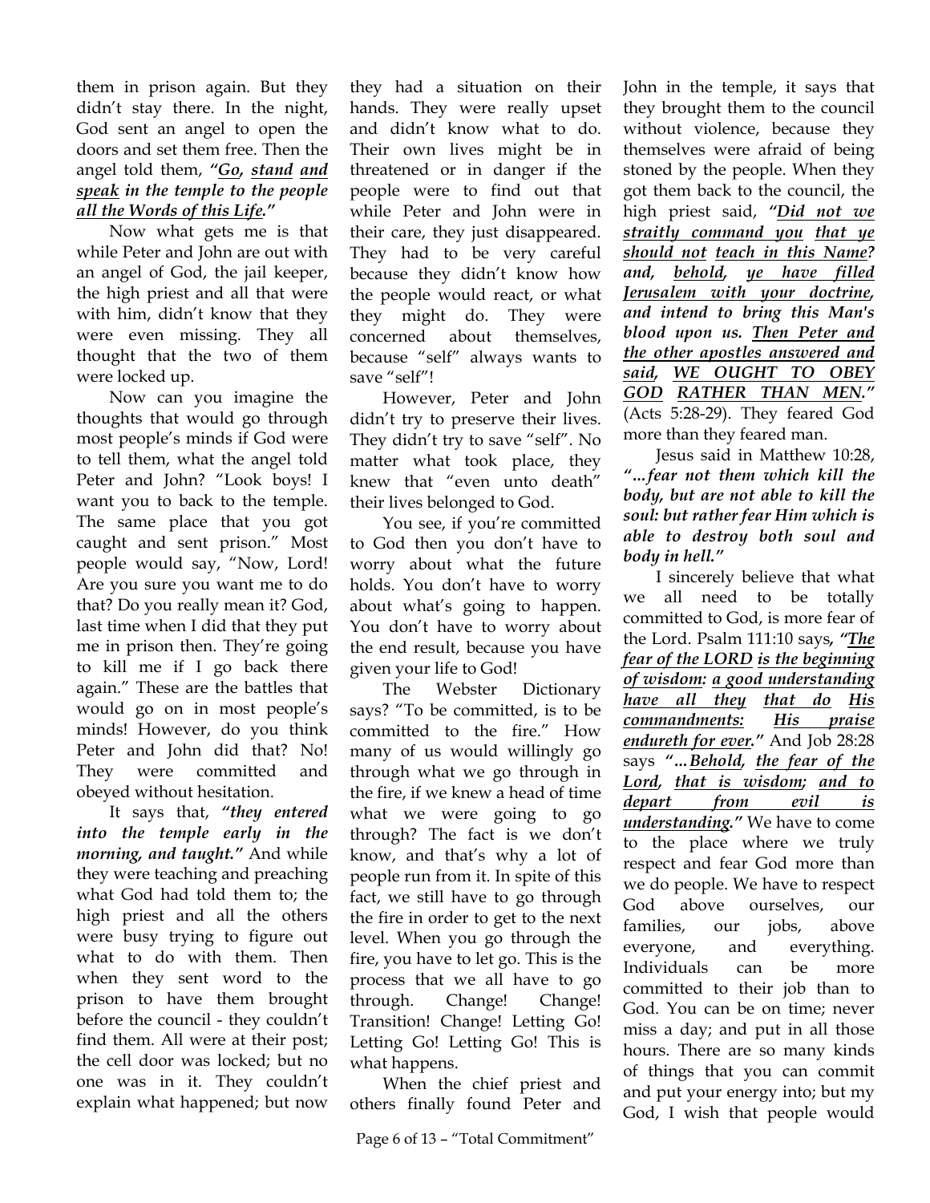them in prison again. But they didn't stay there. In the night, God sent an angel to open the doors and set them free. Then the angel told them, ***"Go, stand and speak in the temple to the people all the Words of this Life."***

Now what gets me is that while Peter and John are out with an angel of God, the jail keeper, the high priest and all that were with him, didn't know that they were even missing. They all thought that the two of them were locked up.

Now can you imagine the thoughts that would go through most people's minds if God were to tell them, what the angel told Peter and John? "Look boys! I want you to back to the temple. The same place that you got caught and sent prison." Most people would say, "Now, Lord! Are you sure you want me to do that? Do you really mean it? God, last time when I did that they put me in prison then. They're going to kill me if I go back there again." These are the battles that would go on in most people's minds! However, do you think Peter and John did that? No! They were committed and obeyed without hesitation.

It says that, ***"they entered into the temple early in the morning, and taught."*** And while they were teaching and preaching what God had told them to; the high priest and all the others were busy trying to figure out what to do with them. Then when they sent word to the prison to have them brought before the council - they couldn't find them. All were at their post; the cell door was locked; but no one was in it. They couldn't explain what happened; but now they had a situation on their hands. They were really upset and didn't know what to do. Their own lives might be in threatened or in danger if the people were to find out that while Peter and John were in their care, they just disappeared. They had to be very careful because they didn't know how the people would react, or what they might do. They were concerned about themselves, because "self" always wants to save "self"!

However, Peter and John didn't try to preserve their lives. They didn't try to save "self". No matter what took place, they knew that "even unto death" their lives belonged to God.

You see, if you're committed to God then you don't have to worry about what the future holds. You don't have to worry about what's going to happen. You don't have to worry about the end result, because you have given your life to God!

The Webster Dictionary says? "To be committed, is to be committed to the fire." How many of us would willingly go through what we go through in the fire, if we knew a head of time what we were going to go through? The fact is we don't know, and that's why a lot of people run from it. In spite of this fact, we still have to go through the fire in order to get to the next level. When you go through the fire, you have to let go. This is the process that we all have to go through. Change! Change! Transition! Change! Letting Go! Letting Go! Letting Go! This is what happens.

When the chief priest and others finally found Peter and John in the temple, it says that they brought them to the council without violence, because they themselves were afraid of being stoned by the people. When they got them back to the council, the high priest said, ***"Did not we straitly command you that ye should not teach in this Name? and, behold, ye have filled Jerusalem with your doctrine, and intend to bring this Man's blood upon us. Then Peter and the other apostles answered and said, WE OUGHT TO OBEY GOD RATHER THAN MEN."*** (Acts 5:28-29). They feared God more than they feared man.

Jesus said in Matthew 10:28, ***"…fear not them which kill the body, but are not able to kill the soul: but rather fear Him which is able to destroy both soul and body in hell."***

I sincerely believe that what we all need to be totally committed to God, is more fear of the Lord. Psalm 111:10 says, ***"The fear of the LORD is the beginning of wisdom: a good understanding have all they that do His commandments: His praise endureth for ever."*** And Job 28:28 says ***"…Behold, the fear of the Lord, that is wisdom; and to depart from evil is understanding."*** We have to come to the place where we truly respect and fear God more than we do people. We have to respect God above ourselves, our families, our jobs, above everyone, and everything. Individuals can be more committed to their job than to God. You can be on time; never miss a day; and put in all those hours. There are so many kinds of things that you can commit and put your energy into; but my God, I wish that people would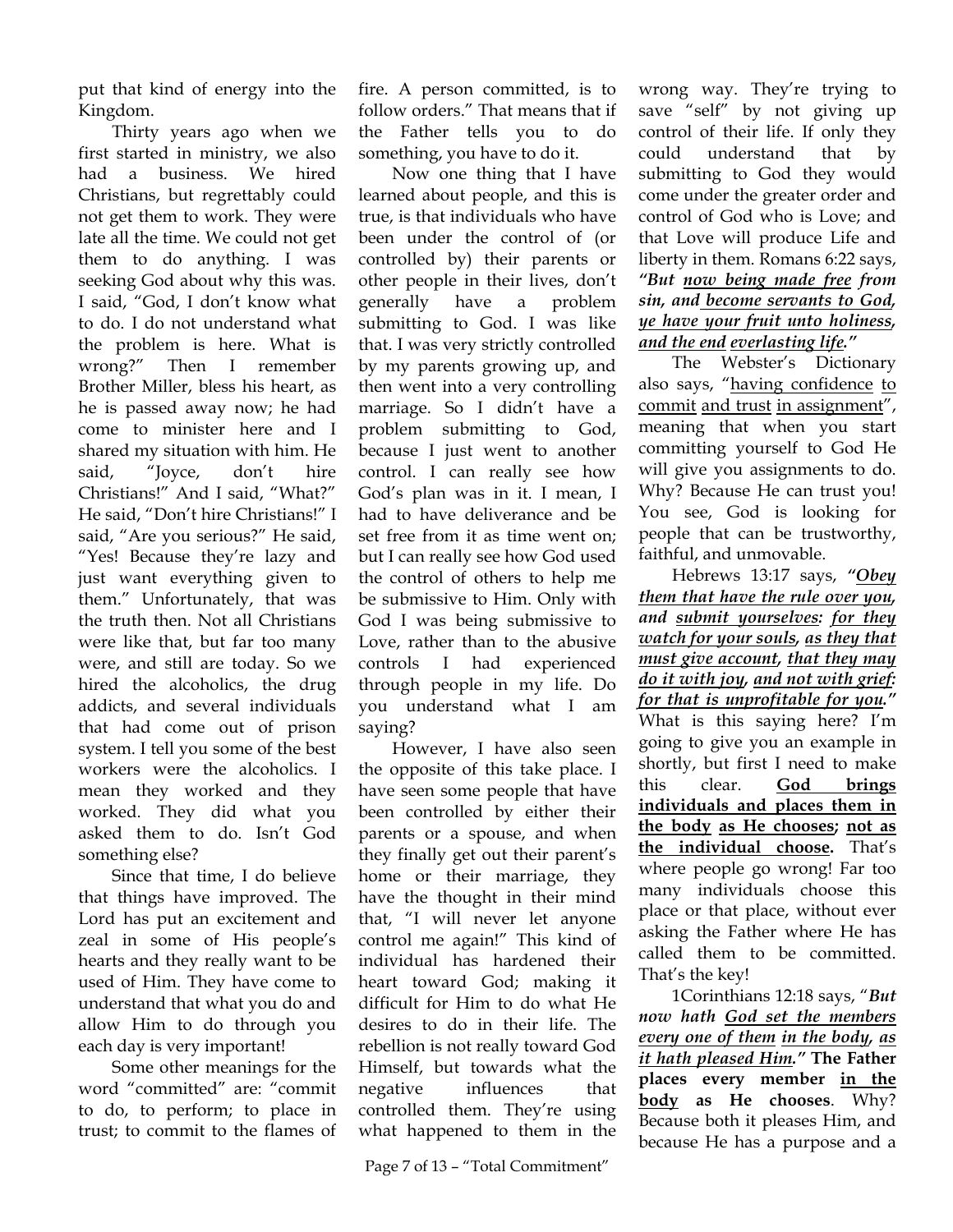put that kind of energy into the Kingdom.

Thirty years ago when we first started in ministry, we also had a business. We hired Christians, but regrettably could not get them to work. They were late all the time. We could not get them to do anything. I was seeking God about why this was. I said, "God, I don't know what to do. I do not understand what the problem is here. What is wrong?" Then I remember Brother Miller, bless his heart, as he is passed away now; he had come to minister here and I shared my situation with him. He said, "Joyce, don't hire Christians!" And I said, "What?" He said, "Don't hire Christians!" I said, "Are you serious?" He said, "Yes! Because they're lazy and just want everything given to them." Unfortunately, that was the truth then. Not all Christians were like that, but far too many were, and still are today. So we hired the alcoholics, the drug addicts, and several individuals that had come out of prison system. I tell you some of the best workers were the alcoholics. I mean they worked and they worked. They did what you asked them to do. Isn't God something else?

Since that time, I do believe that things have improved. The Lord has put an excitement and zeal in some of His people's hearts and they really want to be used of Him. They have come to understand that what you do and allow Him to do through you each day is very important!

Some other meanings for the word "committed" are: "commit to do, to perform; to place in trust; to commit to the flames of fire. A person committed, is to follow orders." That means that if the Father tells you to do something, you have to do it.

Now one thing that I have learned about people, and this is true, is that individuals who have been under the control of (or controlled by) their parents or other people in their lives, don't generally have a problem submitting to God. I was like that. I was very strictly controlled by my parents growing up, and then went into a very controlling marriage. So I didn't have a problem submitting to God, because I just went to another control. I can really see how God's plan was in it. I mean, I had to have deliverance and be set free from it as time went on; but I can really see how God used the control of others to help me be submissive to Him. Only with God I was being submissive to Love, rather than to the abusive controls I had experienced through people in my life. Do you understand what I am saying?

However, I have also seen the opposite of this take place. I have seen some people that have been controlled by either their parents or a spouse, and when they finally get out their parent's home or their marriage, they have the thought in their mind that, "I will never let anyone control me again!" This kind of individual has hardened their heart toward God; making it difficult for Him to do what He desires to do in their life. The rebellion is not really toward God Himself, but towards what the negative influences that controlled them. They're using what happened to them in the wrong way. They're trying to save "self" by not giving up control of their life. If only they could understand that by submitting to God they would come under the greater order and control of God who is Love; and that Love will produce Life and liberty in them. Romans 6:22 says, ***"But <u>now being made free</u> from sin, and <u>become servants to God</u>, <u>ye have your fruit unto holiness</u>, <u>and the end</u> <u>everlasting life</u>."***

The Webster's Dictionary also says, "<u>having confidence</u> <u>to commit</u> <u>and trust</u> <u>in assignment</u>", meaning that when you start committing yourself to God He will give you assignments to do. Why? Because He can trust you! You see, God is looking for people that can be trustworthy, faithful, and unmovable.

Hebrews 13:17 says, ***"<u>Obey them that have the rule over you</u>, and <u>submit yourselves</u>: <u>for they watch for your souls</u>, <u>as they that must give account</u>, <u>that they may do it with joy</u>, <u>and not with grief</u>: <u>for that is unprofitable for you</u>."*** What is this saying here? I'm going to give you an example in shortly, but first I need to make this clear. **<u>God brings individuals and places them in the body</u> <u>as He chooses</u>; <u>not as the individual choose</u>.** That's where people go wrong! Far too many individuals choose this place or that place, without ever asking the Father where He has called them to be committed. That's the key!

1Corinthians 12:18 says, "***But now hath <u>God set the members every one of them</u> <u>in the body</u>, <u>as it hath pleased Him</u>."*** **The Father places every member <u>in the body</u> as He chooses**. Why? Because both it pleases Him, and because He has a purpose and a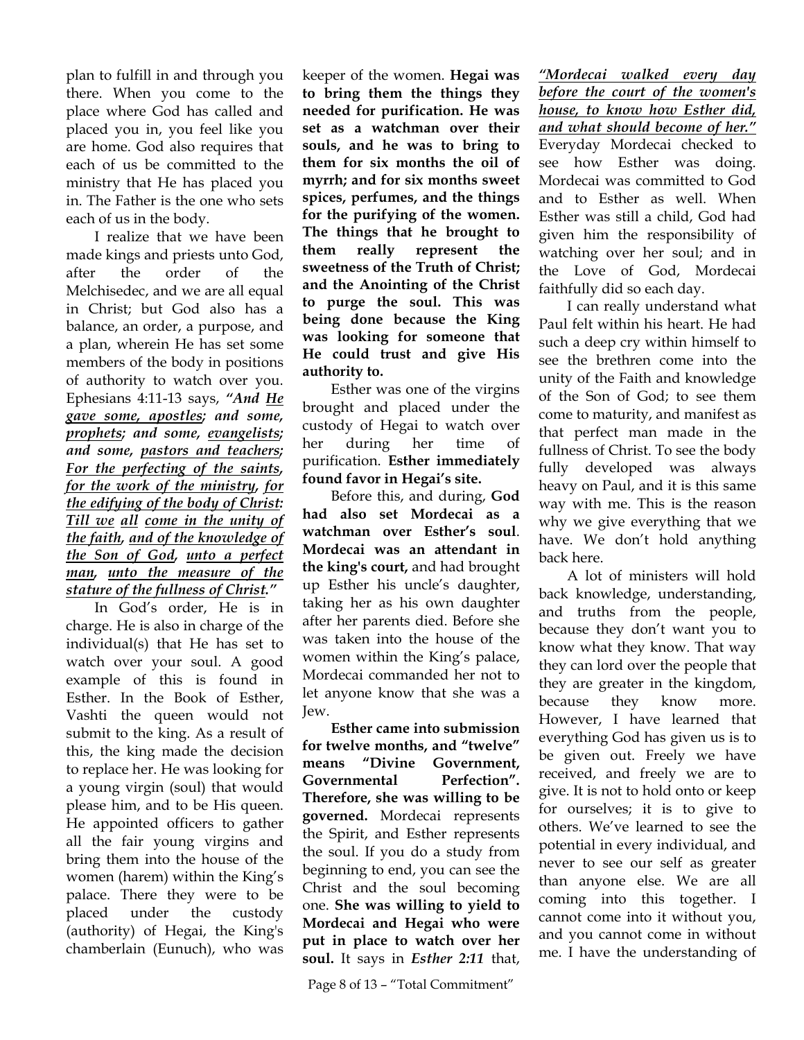plan to fulfill in and through you there. When you come to the place where God has called and placed you in, you feel like you are home. God also requires that each of us be committed to the ministry that He has placed you in. The Father is the one who sets each of us in the body.

I realize that we have been made kings and priests unto God, after the order of the Melchisedec, and we are all equal in Christ; but God also has a balance, an order, a purpose, and a plan, wherein He has set some members of the body in positions of authority to watch over you. Ephesians 4:11-13 says, ***"And <u>He</u> <u>gave some, apostles</u>; and some, <u>prophets</u>; and some, <u>evangelists</u>; and some, <u>pastors and teachers</u>; <u>For the perfecting of the saints</u>, <u>for the work of the ministry</u>, <u>for the edifying of the body of Christ</u>: <u>Till we</u> <u>all</u> <u>come in the unity of the faith</u>, <u>and of the knowledge of the Son of God</u>, <u>unto a perfect man</u>, <u>unto the measure of the stature of the fullness of Christ</u>."***

In God's order, He is in charge. He is also in charge of the individual(s) that He has set to watch over your soul. A good example of this is found in Esther. In the Book of Esther, Vashti the queen would not submit to the king. As a result of this, the king made the decision to replace her. He was looking for a young virgin (soul) that would please him, and to be His queen. He appointed officers to gather all the fair young virgins and bring them into the house of the women (harem) within the King's palace. There they were to be placed under the custody (authority) of Hegai, the King's chamberlain (Eunuch), who was keeper of the women. **Hegai was to bring them the things they needed for purification. He was set as a watchman over their souls, and he was to bring to them for six months the oil of myrrh; and for six months sweet spices, perfumes, and the things for the purifying of the women. The things that he brought to them really represent the sweetness of the Truth of Christ; and the Anointing of the Christ to purge the soul. This was being done because the King was looking for someone that He could trust and give His authority to.**

Esther was one of the virgins brought and placed under the custody of Hegai to watch over her during her time of purification. **Esther immediately found favor in Hegai's site.**

Before this, and during, **God had also set Mordecai as a watchman over Esther's soul**. **Mordecai was an attendant in the king's court,** and had brought up Esther his uncle's daughter, taking her as his own daughter after her parents died. Before she was taken into the house of the women within the King's palace, Mordecai commanded her not to let anyone know that she was a Jew.

**Esther came into submission for twelve months, and "twelve" means "Divine Government, Governmental Perfection". Therefore, she was willing to be governed.** Mordecai represents the Spirit, and Esther represents the soul. If you do a study from beginning to end, you can see the Christ and the soul becoming one. **She was willing to yield to Mordecai and Hegai who were put in place to watch over her soul.** It says in ***Esther 2:11*** that, ***<u>"Mordecai walked every day before the court of the women's house, to know how Esther did, and what should become of her."</u>*** Everyday Mordecai checked to see how Esther was doing. Mordecai was committed to God and to Esther as well. When Esther was still a child, God had given him the responsibility of watching over her soul; and in the Love of God, Mordecai faithfully did so each day.

I can really understand what Paul felt within his heart. He had such a deep cry within himself to see the brethren come into the unity of the Faith and knowledge of the Son of God; to see them come to maturity, and manifest as that perfect man made in the fullness of Christ. To see the body fully developed was always heavy on Paul, and it is this same way with me. This is the reason why we give everything that we have. We don't hold anything back here.

A lot of ministers will hold back knowledge, understanding, and truths from the people, because they don't want you to know what they know. That way they can lord over the people that they are greater in the kingdom, because they know more. However, I have learned that everything God has given us is to be given out. Freely we have received, and freely we are to give. It is not to hold onto or keep for ourselves; it is to give to others. We've learned to see the potential in every individual, and never to see our self as greater than anyone else. We are all coming into this together. I cannot come into it without you, and you cannot come in without me. I have the understanding of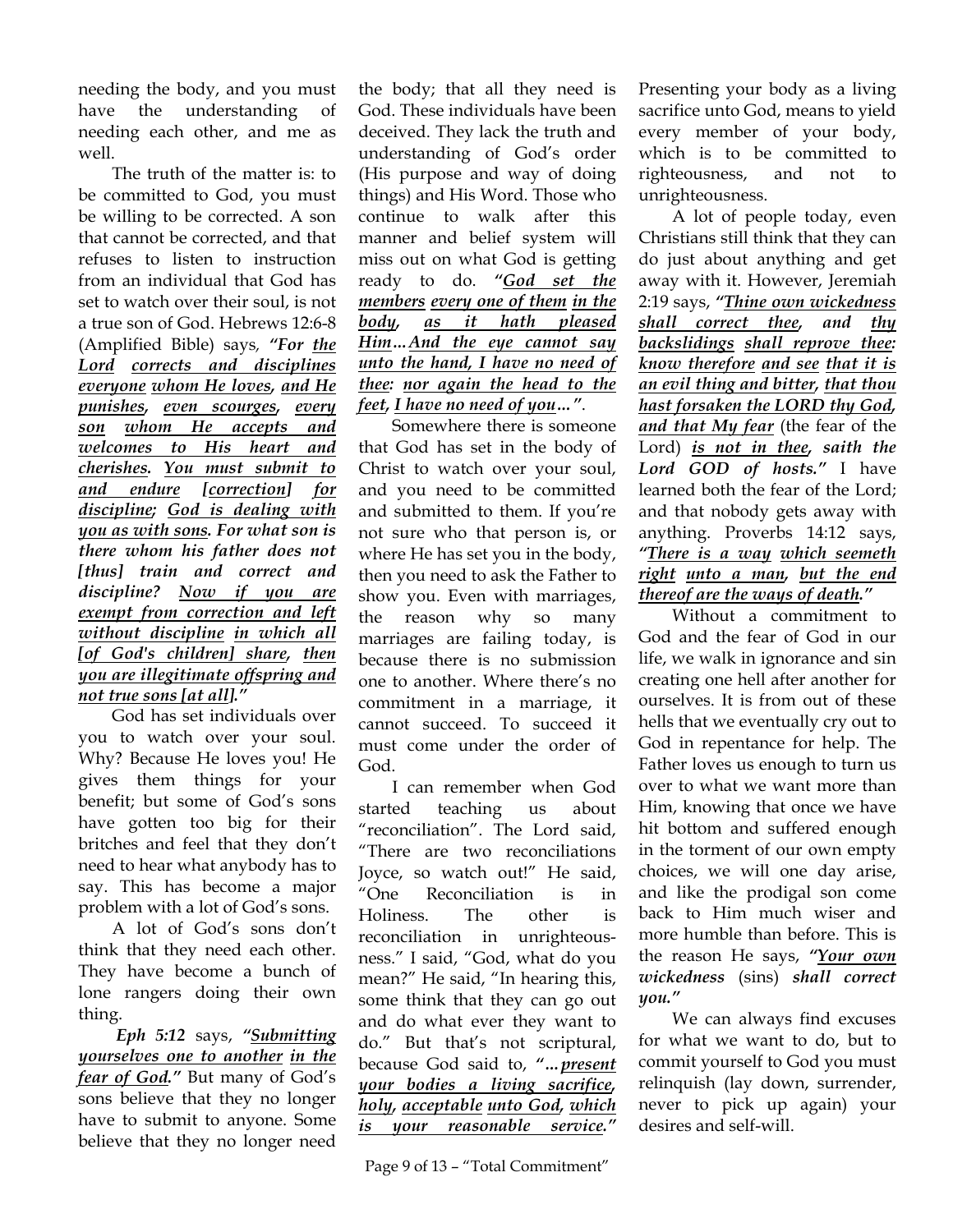needing the body, and you must have the understanding of needing each other, and me as well.

The truth of the matter is: to be committed to God, you must be willing to be corrected. A son that cannot be corrected, and that refuses to listen to instruction from an individual that God has set to watch over their soul, is not a true son of God. Hebrews 12:6-8 (Amplified Bible) says, ***"For <u>the Lord</u> <u>corrects and disciplines everyone</u> <u>whom He loves</u>, <u>and He punishes</u>, <u>even scourges</u>, <u>every son</u> <u>whom He accepts and welcomes to His heart and cherishes</u>. <u>You must submit to and endure</u> <u>[correction]</u> <u>for discipline</u>; <u>God is dealing with you as with sons</u>. For what son is there whom his father does not [thus] train and correct and discipline? <u>Now if you are exempt from correction and left without discipline</u> <u>in which all [of God's children] share</u>, <u>then you are illegitimate offspring and not true sons [at all]</u>."***

God has set individuals over you to watch over your soul. Why? Because He loves you! He gives them things for your benefit; but some of God's sons have gotten too big for their britches and feel that they don't need to hear what anybody has to say. This has become a major problem with a lot of God's sons.

A lot of God's sons don't think that they need each other. They have become a bunch of lone rangers doing their own thing.

***Eph 5:12*** says, ***"<u>Submitting yourselves one to another</u> <u>in the fear of God</u>."*** But many of God's sons believe that they no longer have to submit to anyone. Some believe that they no longer need the body; that all they need is God. These individuals have been deceived. They lack the truth and understanding of God's order (His purpose and way of doing things) and His Word. Those who continue to walk after this manner and belief system will miss out on what God is getting ready to do. ***"<u>God set the members</u> <u>every one of them</u> <u>in the body</u>, <u>as it hath pleased Him</u>…<u>And the eye cannot say unto the hand, I have no need of thee</u>: <u>nor again the head to the feet</u>, <u>I have no need of you</u>…"***.

Somewhere there is someone that God has set in the body of Christ to watch over your soul, and you need to be committed and submitted to them. If you're not sure who that person is, or where He has set you in the body, then you need to ask the Father to show you. Even with marriages, the reason why so many marriages are failing today, is because there is no submission one to another. Where there's no commitment in a marriage, it cannot succeed. To succeed it must come under the order of God.

I can remember when God started teaching us about "reconciliation". The Lord said, "There are two reconciliations Joyce, so watch out!" He said, "One Reconciliation is in Holiness. The other is reconciliation in unrighteousness." I said, "God, what do you mean?" He said, "In hearing this, some think that they can go out and do what ever they want to do." But that's not scriptural, because God said to, ***"…<u>present your bodies a living sacrifice</u>, <u>holy</u>, <u>acceptable</u> <u>unto God</u>, <u>which is your reasonable service</u>."*** Presenting your body as a living sacrifice unto God, means to yield every member of your body, which is to be committed to righteousness, and not to unrighteousness.

A lot of people today, even Christians still think that they can do just about anything and get away with it. However, Jeremiah 2:19 says, ***"<u>Thine own wickedness shall correct thee</u>, and <u>thy backslidings</u> <u>shall reprove thee</u>: <u>know therefore</u> <u>and see</u> <u>that it is an evil thing and bitter</u>, <u>that thou hast forsaken the LORD thy God</u>, <u>and that My fear</u>*** (the fear of the Lord) ***<u>is not in thee</u>, saith the Lord GOD of hosts."*** I have learned both the fear of the Lord; and that nobody gets away with anything. Proverbs 14:12 says, ***"<u>There is a way</u> <u>which seemeth right</u> <u>unto a man</u>, <u>but the end thereof are the ways of death</u>."***

Without a commitment to God and the fear of God in our life, we walk in ignorance and sin creating one hell after another for ourselves. It is from out of these hells that we eventually cry out to God in repentance for help. The Father loves us enough to turn us over to what we want more than Him, knowing that once we have hit bottom and suffered enough in the torment of our own empty choices, we will one day arise, and like the prodigal son come back to Him much wiser and more humble than before. This is the reason He says, ***"<u>Your own wickedness</u>*** (sins) ***shall correct you."***

We can always find excuses for what we want to do, but to commit yourself to God you must relinquish (lay down, surrender, never to pick up again) your desires and self-will.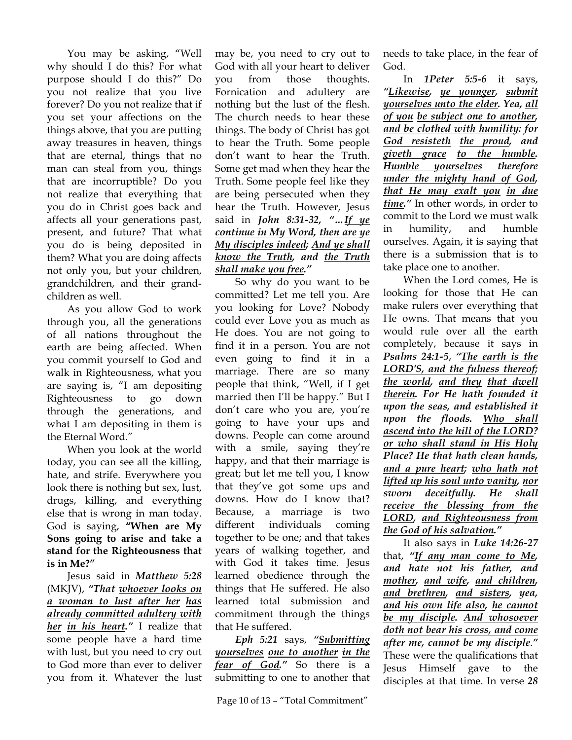You may be asking, "Well why should I do this? For what purpose should I do this?" Do you not realize that you live forever? Do you not realize that if you set your affections on the things above, that you are putting away treasures in heaven, things that are eternal, things that no man can steal from you, things that are incorruptible? Do you not realize that everything that you do in Christ goes back and affects all your generations past, present, and future? That what you do is being deposited in them? What you are doing affects not only you, but your children, grandchildren, and their grandchildren as well.

As you allow God to work through you, all the generations of all nations throughout the earth are being affected. When you commit yourself to God and walk in Righteousness, what you are saying is, "I am depositing Righteousness to go down through the generations, and what I am depositing in them is the Eternal Word."

When you look at the world today, you can see all the killing, hate, and strife. Everywhere you look there is nothing but sex, lust, drugs, killing, and everything else that is wrong in man today. God is saying, **"When are My Sons going to arise and take a stand for the Righteousness that is in Me?"**

Jesus said in ***Matthew 5:28*** (MKJV), ***"That <u>whoever looks on a woman to lust after her</u> <u>has already committed adultery with her</u> <u>in his heart</u>."*** I realize that some people have a hard time with lust, but you need to cry out to God more than ever to deliver you from it. Whatever the lust may be, you need to cry out to God with all your heart to deliver you from those thoughts. Fornication and adultery are nothing but the lust of the flesh. The church needs to hear these things. The body of Christ has got to hear the Truth. Some people don't want to hear the Truth. Some get mad when they hear the Truth. Some people feel like they are being persecuted when they hear the Truth. However, Jesus said in ***John 8:31-32, "…<u>If ye continue in My Word</u>, <u>then are ye My disciples indeed</u>; <u>And ye shall know the Truth</u>, and <u>the Truth shall make you free</u>."***

So why do you want to be committed? Let me tell you. Are you looking for Love? Nobody could ever Love you as much as He does. You are not going to find it in a person. You are not even going to find it in a marriage. There are so many people that think, "Well, if I get married then I'll be happy." But I don't care who you are, you're going to have your ups and downs. People can come around with a smile, saying they're happy, and that their marriage is great; but let me tell you, I know that they've got some ups and downs. How do I know that? Because, a marriage is two different individuals coming together to be one; and that takes years of walking together, and with God it takes time. Jesus learned obedience through the things that He suffered. He also learned total submission and commitment through the things that He suffered.

***Eph 5:21*** says, ***"<u>Submitting yourselves</u> <u>one to another</u> <u>in the fear of God</u>."*** So there is a submitting to one to another that needs to take place, in the fear of God.

In ***1Peter 5:5-6*** it says, ***"<u>Likewise</u>, <u>ye younger</u>, <u>submit yourselves unto the elder</u>. Yea, <u>all of you</u> <u>be subject one to another</u>, <u>and be clothed with humility</u>: <u>for God resisteth</u> <u>the proud</u>, <u>and giveth grace</u> <u>to the humble</u>. <u>Humble yourselves</u> therefore <u>under the mighty hand of God</u>, <u>that He may exalt you</u> <u>in due time</u>."*** In other words, in order to commit to the Lord we must walk in humility, and humble ourselves. Again, it is saying that there is a submission that is to take place one to another.

When the Lord comes, He is looking for those that He can make rulers over everything that He owns. That means that you would rule over all the earth completely, because it says in ***Psalms 24:1-5***, ***"<u>The earth is the LORD'S, and the fulness thereof</u>; <u>the world</u>, <u>and they</u> <u>that dwell therein</u>. For He hath founded it upon the seas, and established it upon the floods. <u>Who shall ascend into the hill of the LORD? or who shall stand in His Holy Place</u>? <u>He that hath clean hands, and a pure heart</u>; <u>who hath not lifted up his soul unto vanity</u>, <u>nor sworn deceitfully</u>. <u>He shall receive the blessing from the LORD</u>, <u>and Righteousness from the God of his salvation</u>."***

It also says in ***Luke 14:26-27*** that, ***"<u>If any man come to Me</u>, <u>and hate not</u> <u>his father</u>, <u>and mother</u>, <u>and wife</u>, <u>and children</u>, <u>and brethren</u>, <u>and sisters</u>, yea, <u>and his own life also</u>, <u>he cannot be my disciple</u>. <u>And whosoever doth not bear his cross, and come after me, cannot be my disciple</u>."*** These were the qualifications that Jesus Himself gave to the disciples at that time. In verse ***28***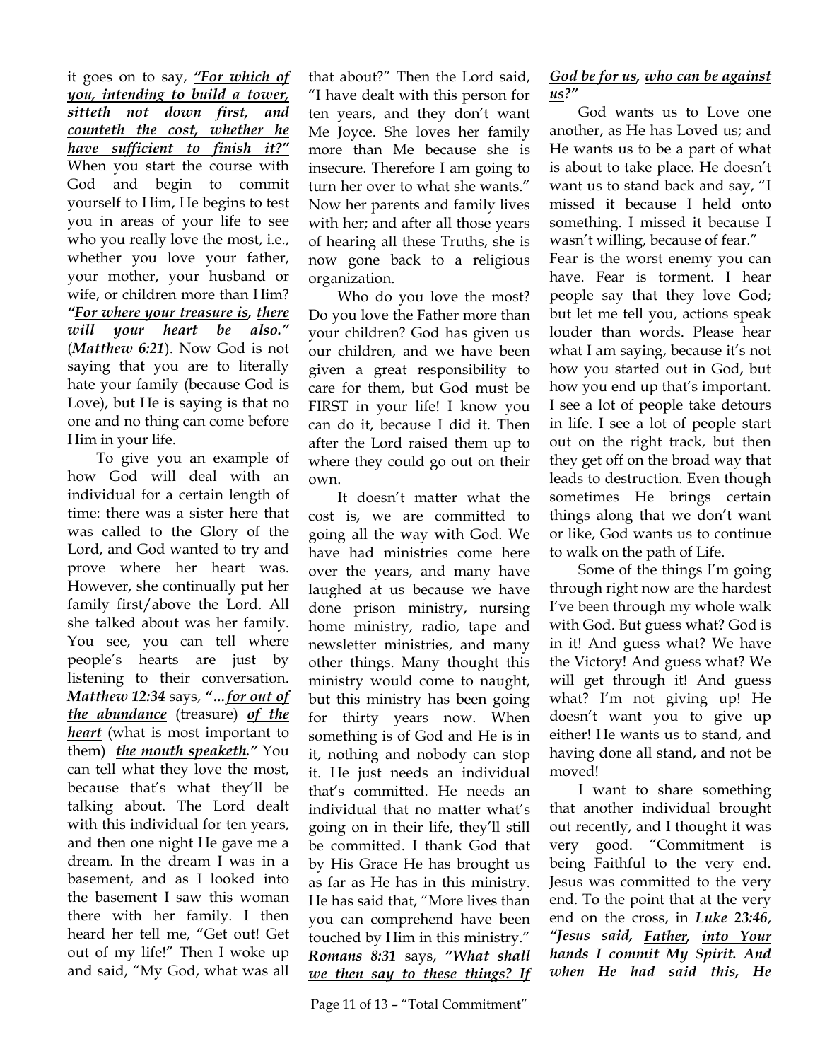it goes on to say, ***"For which of you, intending to build a tower, sitteth not down first, and counteth the cost, whether he have sufficient to finish it?"*** When you start the course with God and begin to commit yourself to Him, He begins to test you in areas of your life to see who you really love the most, i.e., whether you love your father, your mother, your husband or wife, or children more than Him? ***"For where your treasure is, there will your heart be also."*** (***Matthew 6:21***). Now God is not saying that you are to literally hate your family (because God is Love), but He is saying is that no one and no thing can come before Him in your life.

To give you an example of how God will deal with an individual for a certain length of time: there was a sister here that was called to the Glory of the Lord, and God wanted to try and prove where her heart was. However, she continually put her family first/above the Lord. All she talked about was her family. You see, you can tell where people's hearts are just by listening to their conversation. ***Matthew 12:34*** says, ***"…for out of the abundance*** (treasure) ***of the heart*** (what is most important to them) ***the mouth speaketh."*** You can tell what they love the most, because that's what they'll be talking about. The Lord dealt with this individual for ten years, and then one night He gave me a dream. In the dream I was in a basement, and as I looked into the basement I saw this woman there with her family. I then heard her tell me, "Get out! Get out of my life!" Then I woke up and said, "My God, what was all that about?" Then the Lord said, "I have dealt with this person for ten years, and they don't want Me Joyce. She loves her family more than Me because she is insecure. Therefore I am going to turn her over to what she wants." Now her parents and family lives with her; and after all those years of hearing all these Truths, she is now gone back to a religious organization.

Who do you love the most? Do you love the Father more than your children? God has given us our children, and we have been given a great responsibility to care for them, but God must be FIRST in your life! I know you can do it, because I did it. Then after the Lord raised them up to where they could go out on their own.

It doesn't matter what the cost is, we are committed to going all the way with God. We have had ministries come here over the years, and many have laughed at us because we have done prison ministry, nursing home ministry, radio, tape and newsletter ministries, and many other things. Many thought this ministry would come to naught, but this ministry has been going for thirty years now. When something is of God and He is in it, nothing and nobody can stop it. He just needs an individual that's committed. He needs an individual that no matter what's going on in their life, they'll still be committed. I thank God that by His Grace He has brought us as far as He has in this ministry. He has said that, "More lives than you can comprehend have been touched by Him in this ministry." ***Romans 8:31*** says, ***"What shall we then say to these things? If God be for us, who can be against us?"***

God wants us to Love one another, as He has Loved us; and He wants us to be a part of what is about to take place. He doesn't want us to stand back and say, "I missed it because I held onto something. I missed it because I wasn't willing, because of fear." Fear is the worst enemy you can have. Fear is torment. I hear people say that they love God; but let me tell you, actions speak louder than words. Please hear what I am saying, because it's not how you started out in God, but how you end up that's important. I see a lot of people take detours in life. I see a lot of people start out on the right track, but then they get off on the broad way that leads to destruction. Even though sometimes He brings certain things along that we don't want or like, God wants us to continue to walk on the path of Life.

Some of the things I'm going through right now are the hardest I've been through my whole walk with God. But guess what? God is in it! And guess what? We have the Victory! And guess what? We will get through it! And guess what? I'm not giving up! He doesn't want you to give up either! He wants us to stand, and having done all stand, and not be moved!

I want to share something that another individual brought out recently, and I thought it was very good. "Commitment is being Faithful to the very end. Jesus was committed to the very end. To the point that at the very end on the cross, in ***Luke 23:46***, ***"Jesus said, Father, into Your hands I commit My Spirit. And when He had said this, He***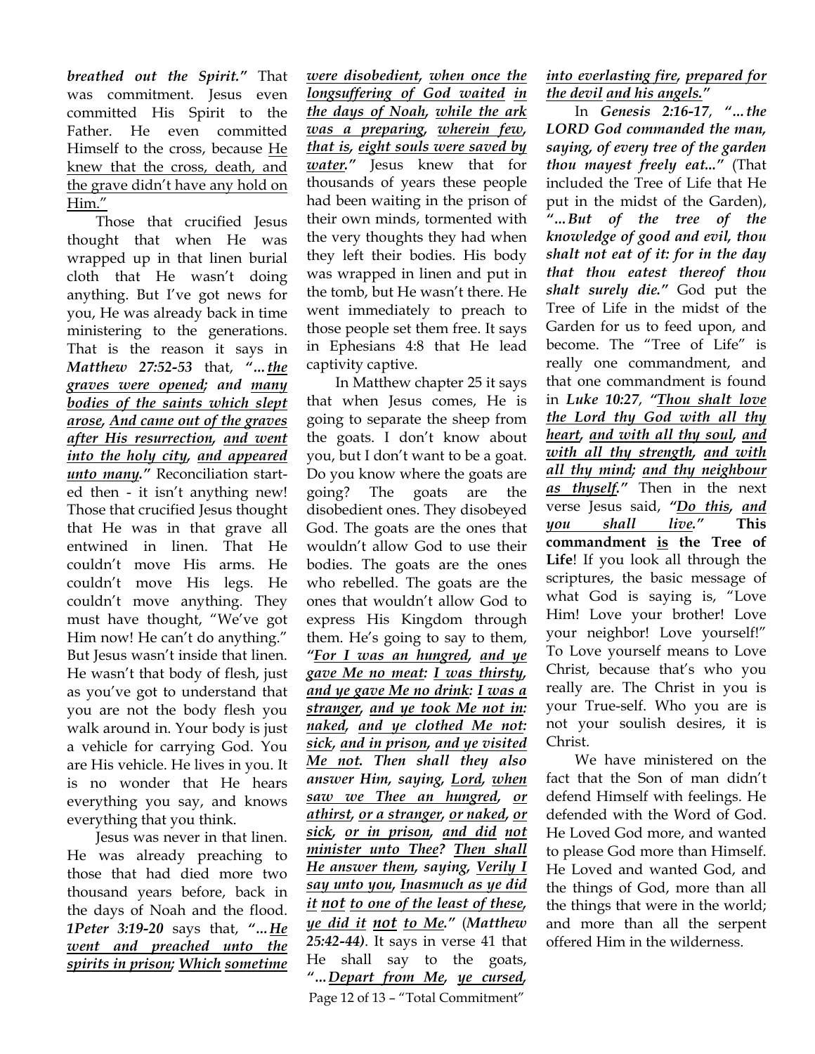***breathed out the Spirit."*** That was commitment. Jesus even committed His Spirit to the Father. He even committed Himself to the cross, because <u>He knew that the cross, death, and the grave didn't have any hold on Him."</u>

Those that crucified Jesus thought that when He was wrapped up in that linen burial cloth that He wasn't doing anything. But I've got news for you, He was already back in time ministering to the generations. That is the reason it says in ***Matthew 27:52-53*** that, ***"...<u>the graves were opened</u>; and <u>many bodies of the saints which slept arose</u>, <u>And came out of the graves after His resurrection</u>, <u>and went into the holy city</u>, <u>and appeared unto many</u>."*** Reconciliation started then - it isn't anything new! Those that crucified Jesus thought that He was in that grave all entwined in linen. That He couldn't move His arms. He couldn't move His legs. He couldn't move anything. They must have thought, "We've got Him now! He can't do anything." But Jesus wasn't inside that linen. He wasn't that body of flesh, just as you've got to understand that you are not the body flesh you walk around in. Your body is just a vehicle for carrying God. You are His vehicle. He lives in you. It is no wonder that He hears everything you say, and knows everything that you think.

Jesus was never in that linen. He was already preaching to those that had died more two thousand years before, back in the days of Noah and the flood. ***1Peter 3:19-20*** says that, ***"...<u>He went and preached unto the spirits in prison</u>; <u>Which</u> <u>sometime were disobedient</u>, <u>when once the longsuffering of God waited</u> <u>in the days of Noah</u>, <u>while the ark was a preparing</u>, <u>wherein few</u>, <u>that is</u>, <u>eight souls were saved by water</u>."*** Jesus knew that for thousands of years these people had been waiting in the prison of their own minds, tormented with the very thoughts they had when they left their bodies. His body was wrapped in linen and put in the tomb, but He wasn't there. He went immediately to preach to those people set them free. It says in Ephesians 4:8 that He lead captivity captive.

In Matthew chapter 25 it says that when Jesus comes, He is going to separate the sheep from the goats. I don't know about you, but I don't want to be a goat. Do you know where the goats are going? The goats are the disobedient ones. They disobeyed God. The goats are the ones that wouldn't allow God to use their bodies. The goats are the ones who rebelled. The goats are the ones that wouldn't allow God to express His Kingdom through them. He's going to say to them, ***"<u>For I was an hungred</u>, <u>and ye gave Me no meat</u>: <u>I was thirsty</u>, <u>and ye gave Me no drink</u>: <u>I was a stranger</u>, <u>and ye took Me not in</u>: <u>naked</u>, <u>and ye clothed Me not</u>: <u>sick</u>, <u>and in prison</u>, <u>and ye visited Me not</u>. Then shall they also answer Him, saying, <u>Lord</u>, <u>when saw we Thee an hungred</u>, <u>or athirst</u>, <u>or a stranger</u>, <u>or naked</u>, <u>or sick</u>, <u>or in prison</u>, <u>and did</u> <u>not minister unto Thee</u>? <u>Then shall He answer them, saying</u>, <u>Verily I say unto you</u>, <u>Inasmuch as ye did it</u> <u>not</u> <u>to one of the least of these</u>, <u>ye did it</u> <u>not</u> <u>to Me</u>."*** (***Matthew 25:42-44***). It says in verse 41 that He shall say to the goats, ***"...<u>Depart from Me</u>, <u>ye cursed</u>, <u>into everlasting fire</u>, <u>prepared for the devil</u> <u>and his angels</u>."***

In ***Genesis 2:16-17***, ***"...the LORD God commanded the man, saying, of every tree of the garden thou mayest freely eat..."*** (That included the Tree of Life that He put in the midst of the Garden), ***"...But of the tree of the knowledge of good and evil, thou shalt not eat of it: for in the day that thou eatest thereof thou shalt surely die."*** God put the Tree of Life in the midst of the Garden for us to feed upon, and become. The "Tree of Life" is really one commandment, and that one commandment is found in ***Luke 10:27***, ***"<u>Thou shalt love the Lord thy God with all thy heart</u>, <u>and with all thy soul</u>, <u>and with all thy strength</u>, <u>and with all thy mind</u>; <u>and thy neighbour as thyself</u>."*** Then in the next verse Jesus said, ***"<u>Do this</u>, <u>and you shall live</u>."*** **This commandment <u>is</u> the Tree of Life**! If you look all through the scriptures, the basic message of what God is saying is, "Love Him! Love your brother! Love your neighbor! Love yourself!" To Love yourself means to Love Christ, because that's who you really are. The Christ in you is your True-self. Who you are is not your soulish desires, it is Christ.

We have ministered on the fact that the Son of man didn't defend Himself with feelings. He defended with the Word of God. He Loved God more, and wanted to please God more than Himself. He Loved and wanted God, and the things of God, more than all the things that were in the world; and more than all the serpent offered Him in the wilderness.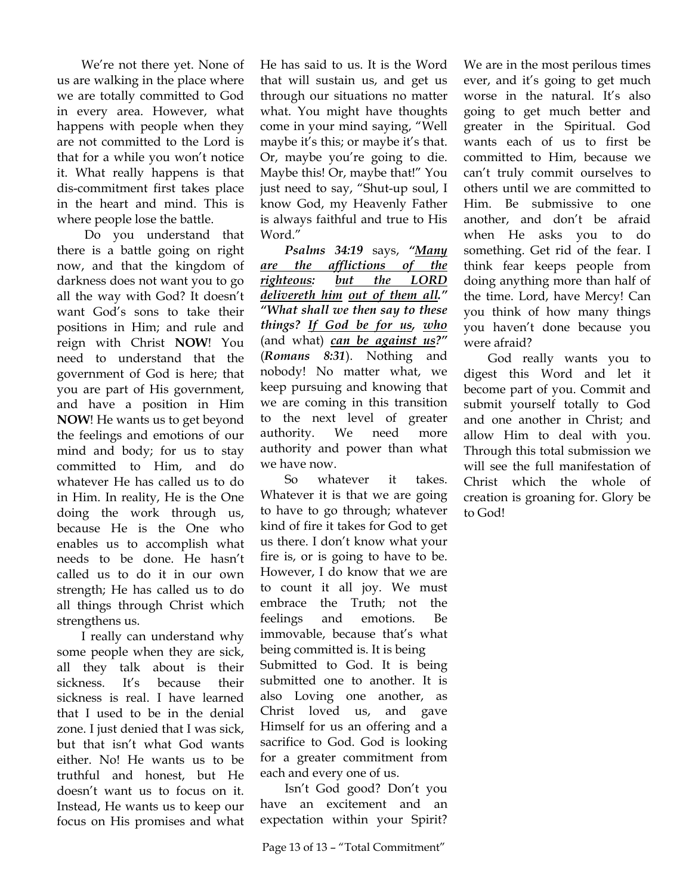We're not there yet. None of us are walking in the place where we are totally committed to God in every area. However, what happens with people when they are not committed to the Lord is that for a while you won't notice it. What really happens is that dis-commitment first takes place in the heart and mind. This is where people lose the battle.

Do you understand that there is a battle going on right now, and that the kingdom of darkness does not want you to go all the way with God? It doesn't want God's sons to take their positions in Him; and rule and reign with Christ **NOW**! You need to understand that the government of God is here; that you are part of His government, and have a position in Him **NOW**! He wants us to get beyond the feelings and emotions of our mind and body; for us to stay committed to Him, and do whatever He has called us to do in Him. In reality, He is the One doing the work through us, because He is the One who enables us to accomplish what needs to be done. He hasn't called us to do it in our own strength; He has called us to do all things through Christ which strengthens us.

I really can understand why some people when they are sick, all they talk about is their sickness. It's because their sickness is real. I have learned that I used to be in the denial zone. I just denied that I was sick, but that isn't what God wants either. No! He wants us to be truthful and honest, but He doesn't want us to focus on it. Instead, He wants us to keep our focus on His promises and what He has said to us. It is the Word that will sustain us, and get us through our situations no matter what. You might have thoughts come in your mind saying, "Well maybe it's this; or maybe it's that. Or, maybe you're going to die. Maybe this! Or, maybe that!" You just need to say, "Shut-up soul, I know God, my Heavenly Father is always faithful and true to His Word."

***Psalms 34:19*** says, ***"Many are the afflictions of the righteous: but the LORD delivereth him out of them all." "What shall we then say to these things? If God be for us, who*** (and what) ***can be against us?"*** (***Romans 8:31***). Nothing and nobody! No matter what, we keep pursuing and knowing that we are coming in this transition to the next level of greater authority. We need more authority and power than what we have now.

So whatever it takes. Whatever it is that we are going to have to go through; whatever kind of fire it takes for God to get us there. I don't know what your fire is, or is going to have to be. However, I do know that we are to count it all joy. We must embrace the Truth; not the feelings and emotions. Be immovable, because that's what being committed is. It is being Submitted to God. It is being submitted one to another. It is also Loving one another, as Christ loved us, and gave Himself for us an offering and a sacrifice to God. God is looking for a greater commitment from each and every one of us.

Isn't God good? Don't you have an excitement and an expectation within your Spirit? We are in the most perilous times ever, and it's going to get much worse in the natural. It's also going to get much better and greater in the Spiritual. God wants each of us to first be committed to Him, because we can't truly commit ourselves to others until we are committed to Him. Be submissive to one another, and don't be afraid when He asks you to do something. Get rid of the fear. I think fear keeps people from doing anything more than half of the time. Lord, have Mercy! Can you think of how many things you haven't done because you were afraid?

God really wants you to digest this Word and let it become part of you. Commit and submit yourself totally to God and one another in Christ; and allow Him to deal with you. Through this total submission we will see the full manifestation of Christ which the whole of creation is groaning for. Glory be to God!